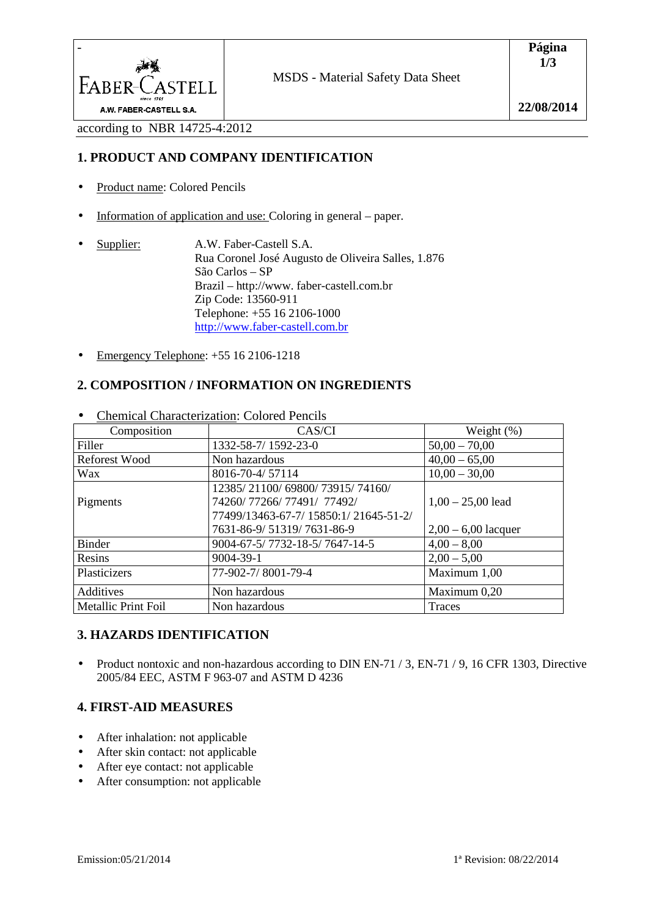according to NBR 14725-4:2012

## 1. PRODUCT AND COMPANY IDENTIFICATION

- Product name: Colored Pencils
- Information of application and use: Coloring in general – paper.
- Supplier: A.W. Faber-Castell S.A.
  Rua Coronel José Augusto de Oliveira Salles, 1.876
  São Carlos – SP
  Brazil – http://www. faber-castell.com.br
  Zip Code: 13560-911
  Telephone: +55 16 2106-1000
  http://www.faber-castell.com.br
- Emergency Telephone: +55 16 2106-1218

## 2. COMPOSITION / INFORMATION ON INGREDIENTS

- Chemical Characterization: Colored Pencils

| Composition | CAS/CI | Weight (%) |
|---|---|---|
| Filler | 1332-58-7/ 1592-23-0 | 50,00 – 70,00 |
| Reforest Wood | Non hazardous | 40,00 – 65,00 |
| Wax | 8016-70-4/ 57114 | 10,00 – 30,00 |
| Pigments | 12385/ 21100/ 69800/ 73915/ 74160/ 74260/ 77266/ 77491/ 77492/ 77499/13463-67-7/ 15850:1/ 21645-51-2/ 7631-86-9/ 51319/ 7631-86-9 | 1,00 – 25,00 lead<br>2,00 – 6,00 lacquer |
| Binder | 9004-67-5/ 7732-18-5/ 7647-14-5 | 4,00 – 8,00 |
| Resins | 9004-39-1 | 2,00 – 5,00 |
| Plasticizers | 77-902-7/ 8001-79-4 | Maximum 1,00 |
| Additives | Non hazardous | Maximum 0,20 |
| Metallic Print Foil | Non hazardous | Traces |

## 3. HAZARDS IDENTIFICATION

- Product nontoxic and non-hazardous according to DIN EN-71 / 3, EN-71 / 9, 16 CFR 1303, Directive 2005/84 EEC, ASTM F 963-07 and ASTM D 4236

## 4. FIRST-AID MEASURES

- After inhalation: not applicable
- After skin contact: not applicable
- After eye contact: not applicable
- After consumption: not applicable

Emission:05/21/2014 1ª Revision: 08/22/2014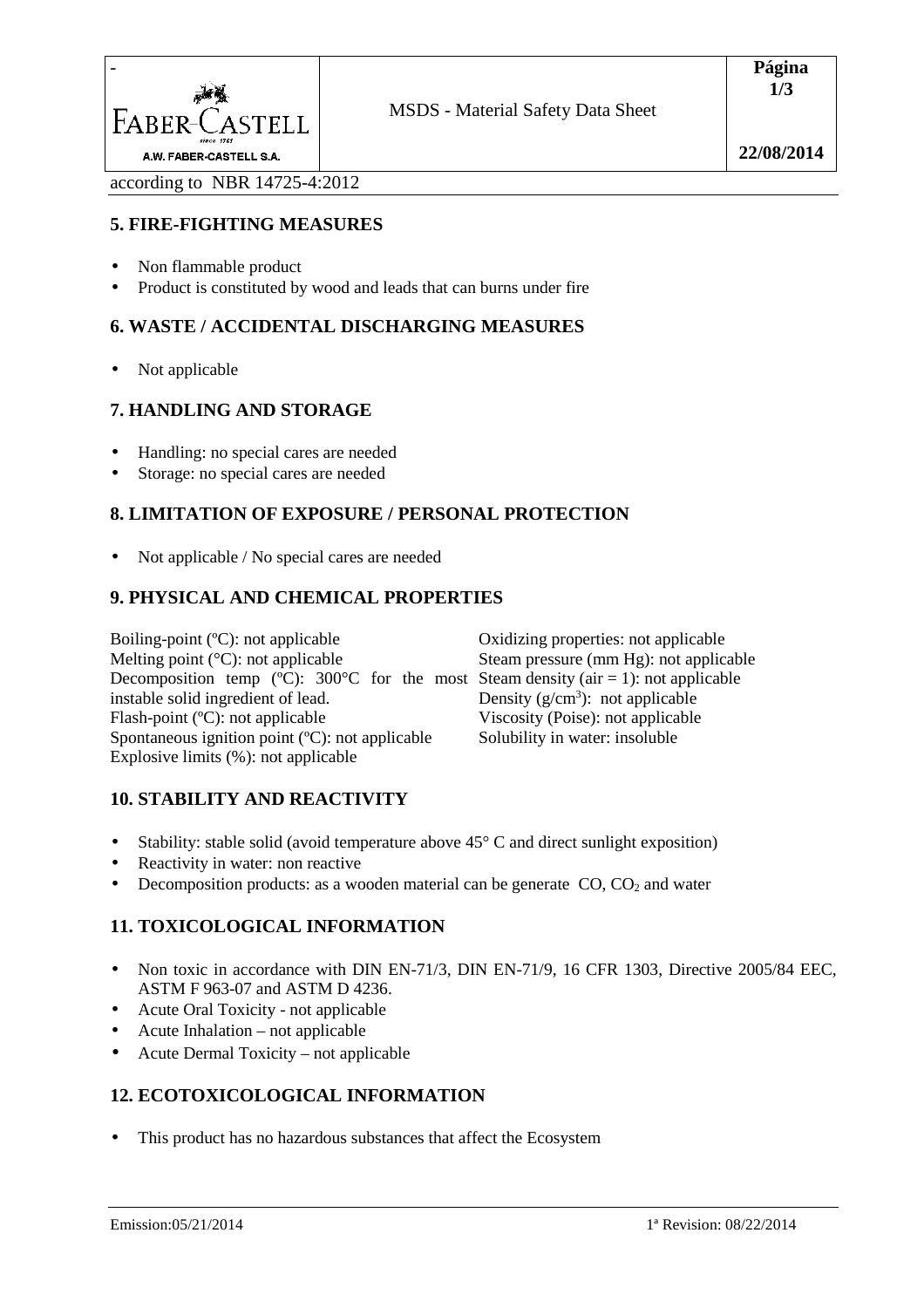## 5. FIRE-FIGHTING MEASURES

- Non flammable product
- Product is constituted by wood and leads that can burns under fire

## 6. WASTE / ACCIDENTAL DISCHARGING MEASURES

- Not applicable

## 7. HANDLING AND STORAGE

- Handling: no special cares are needed
- Storage: no special cares are needed

## 8. LIMITATION OF EXPOSURE / PERSONAL PROTECTION

- Not applicable / No special cares are needed

## 9. PHYSICAL AND CHEMICAL PROPERTIES

Boiling-point (ºC): not applicable
Melting point (°C): not applicable
Decomposition temp (ºC): 300°C for the most instable solid ingredient of lead.
Flash-point (ºC): not applicable
Spontaneous ignition point (ºC): not applicable
Explosive limits (%): not applicable

Oxidizing properties: not applicable
Steam pressure (mm Hg): not applicable
Steam density (air = 1): not applicable
Density ($g/cm^3$): not applicable
Viscosity (Poise): not applicable
Solubility in water: insoluble

## 10. STABILITY AND REACTIVITY

- Stability: stable solid (avoid temperature above 45° C and direct sunlight exposition)
- Reactivity in water: non reactive
- Decomposition products: as a wooden material can be generate CO, $CO_2$ and water

## 11. TOXICOLOGICAL INFORMATION

- Non toxic in accordance with DIN EN-71/3, DIN EN-71/9, 16 CFR 1303, Directive 2005/84 EEC, ASTM F 963-07 and ASTM D 4236.
- Acute Oral Toxicity - not applicable
- Acute Inhalation – not applicable
- Acute Dermal Toxicity – not applicable

## 12. ECOTOXICOLOGICAL INFORMATION

- This product has no hazardous substances that affect the Ecosystem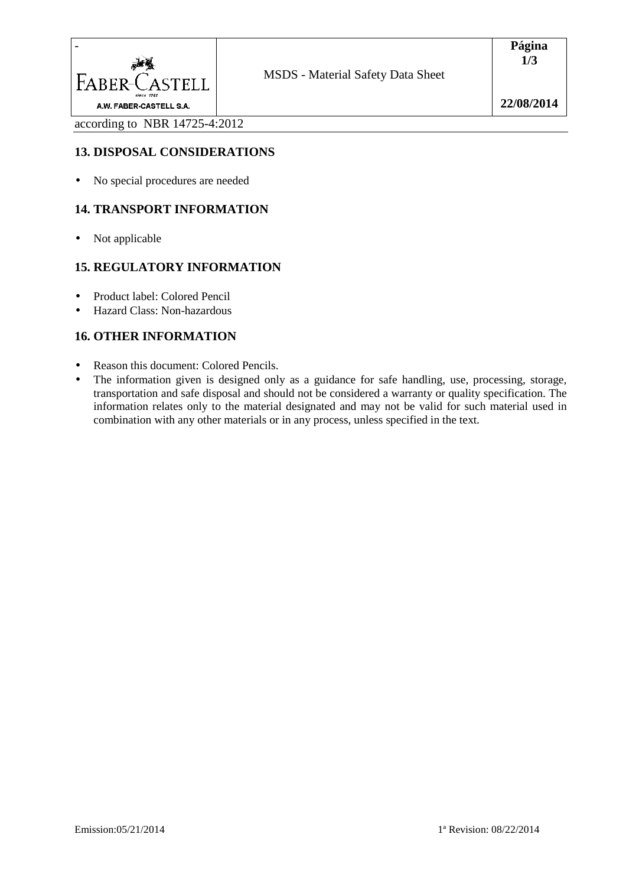## 13. DISPOSAL CONSIDERATIONS

- No special procedures are needed

## 14. TRANSPORT INFORMATION

- Not applicable

## 15. REGULATORY INFORMATION

- Product label: Colored Pencil
- Hazard Class: Non-hazardous

## 16. OTHER INFORMATION

- Reason this document: Colored Pencils.
- The information given is designed only as a guidance for safe handling, use, processing, storage, transportation and safe disposal and should not be considered a warranty or quality specification. The information relates only to the material designated and may not be valid for such material used in combination with any other materials or in any process, unless specified in the text.